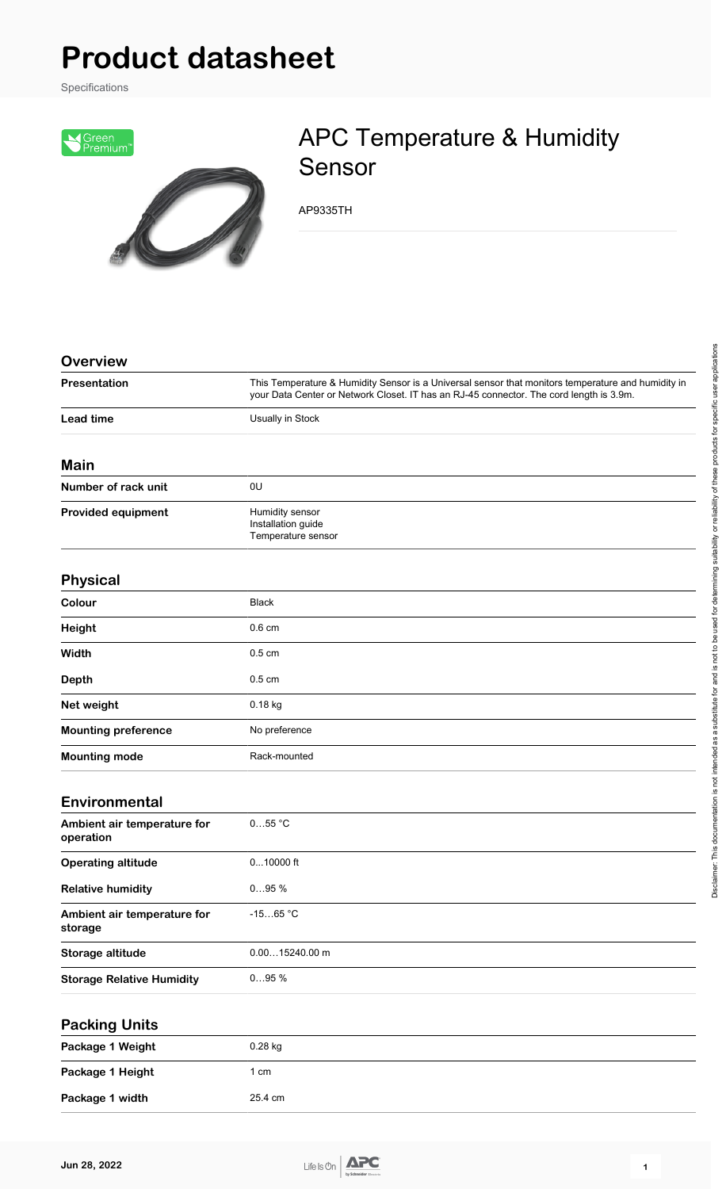# Product datasheet

Specifications

## APC Temperature & Humidity Sensor

AP9335TH

### Overview

| | |
|---|---|
| **Presentation** | This Temperature & Humidity Sensor is a Universal sensor that monitors temperature and humidity in your Data Center or Network Closet. IT has an RJ-45 connector. The cord length is 3.9m. |
| **Lead time** | Usually in Stock |

### Main

| | |
|---|---|
| **Number of rack unit** | 0U |
| **Provided equipment** | Humidity sensor<br>Installation guide<br>Temperature sensor |

### Physical

| | |
|---|---|
| **Colour** | Black |
| **Height** | 0.6 cm |
| **Width** | 0.5 cm |
| **Depth** | 0.5 cm |
| **Net weight** | 0.18 kg |
| **Mounting preference** | No preference |
| **Mounting mode** | Rack-mounted |

### Environmental

| | |
|---|---|
| **Ambient air temperature for operation** | 0…55 °C |
| **Operating altitude** | 0...10000 ft |
| **Relative humidity** | 0…95 % |
| **Ambient air temperature for storage** | -15…65 °C |
| **Storage altitude** | 0.00…15240.00 m |
| **Storage Relative Humidity** | 0…95 % |

### Packing Units

| | |
|---|---|
| **Package 1 Weight** | 0.28 kg |
| **Package 1 Height** | 1 cm |
| **Package 1 width** | 25.4 cm |

Disclaimer: This documentation is not intended as a substitute for and is not to be used for determining suitability or reliability of these products for specific user applications

Jun 28, 2022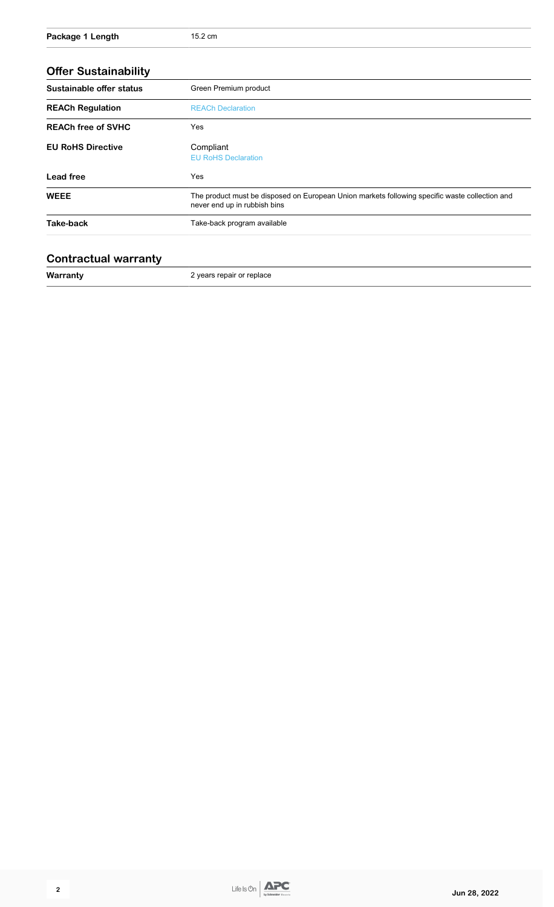| | |
|---|---|
| **Package 1 Length** | 15.2 cm |

## Offer Sustainability

| | |
|---|---|
| **Sustainable offer status** | Green Premium product |
| **REACh Regulation** | REACh Declaration |
| **REACh free of SVHC** | Yes |
| **EU RoHS Directive** | Compliant<br>EU RoHS Declaration |
| **Lead free** | Yes |
| **WEEE** | The product must be disposed on European Union markets following specific waste collection and never end up in rubbish bins |
| **Take-back** | Take-back program available |

## Contractual warranty

| | |
|---|---|
| **Warranty** | 2 years repair or replace |